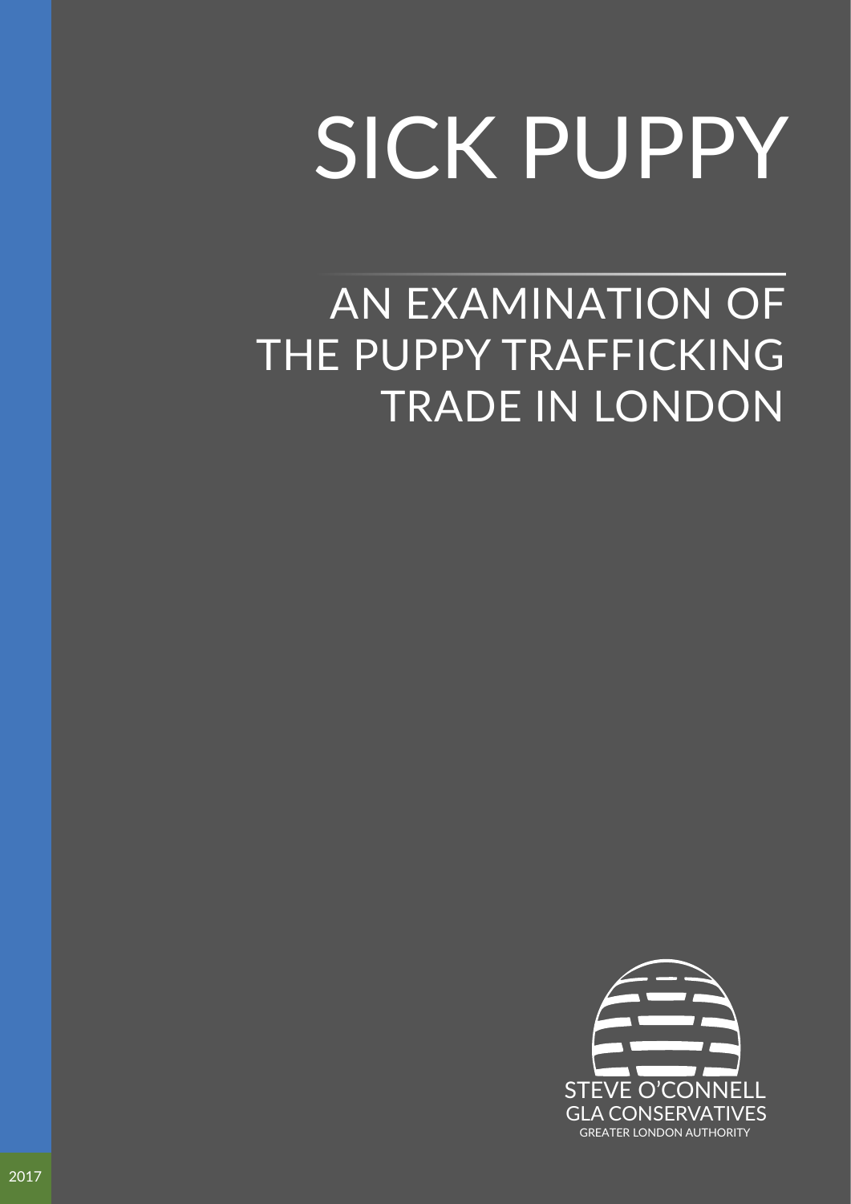# SICK PUPPY

## AN EXAMINATION OF THE PUPPY TRAFFICKING TRADE IN LONDON

STEVE O'CONNELL
GLA CONSERVATIVES
GREATER LONDON AUTHORITY

2017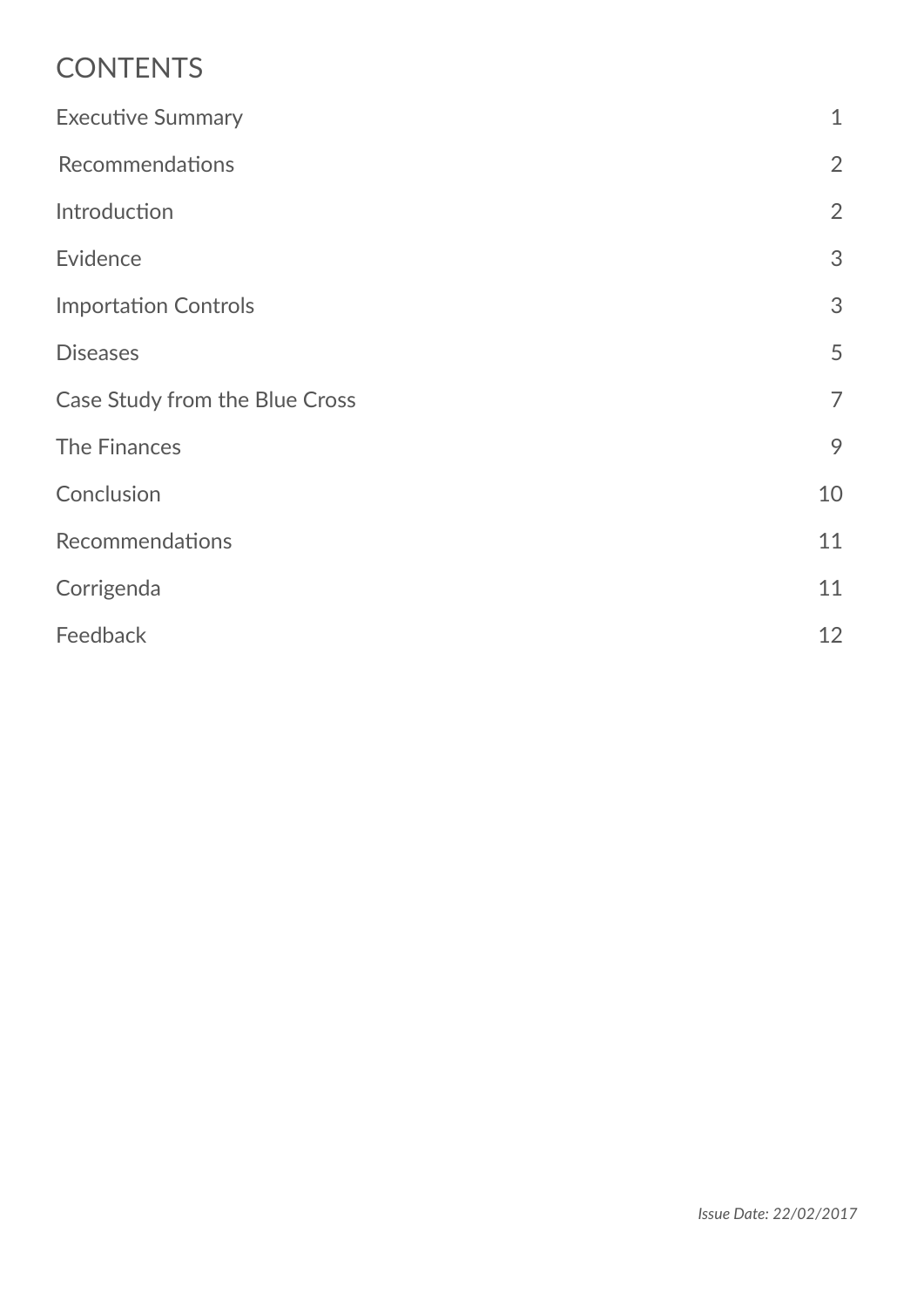# CONTENTS

| | |
|---|---|
| Executive Summary | 1 |
| Recommendations | 2 |
| Introduction | 2 |
| Evidence | 3 |
| Importation Controls | 3 |
| Diseases | 5 |
| Case Study from the Blue Cross | 7 |
| The Finances | 9 |
| Conclusion | 10 |
| Recommendations | 11 |
| Corrigenda | 11 |
| Feedback | 12 |

*Issue Date: 22/02/2017*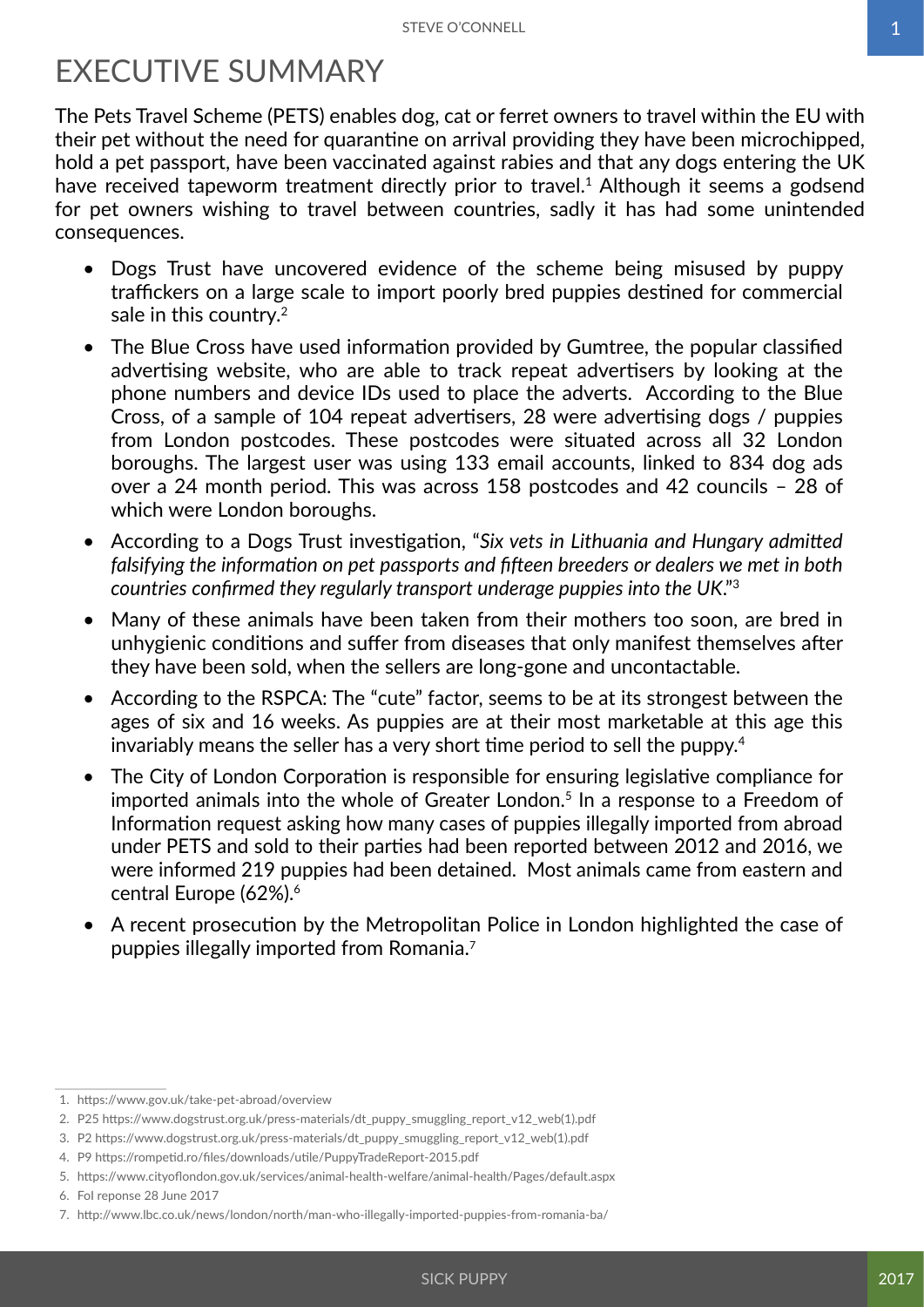# EXECUTIVE SUMMARY

The Pets Travel Scheme (PETS) enables dog, cat or ferret owners to travel within the EU with their pet without the need for quarantine on arrival providing they have been microchipped, hold a pet passport, have been vaccinated against rabies and that any dogs entering the UK have received tapeworm treatment directly prior to travel.[1] Although it seems a godsend for pet owners wishing to travel between countries, sadly it has had some unintended consequences.

- Dogs Trust have uncovered evidence of the scheme being misused by puppy traffickers on a large scale to import poorly bred puppies destined for commercial sale in this country.[2]
- The Blue Cross have used information provided by Gumtree, the popular classified advertising website, who are able to track repeat advertisers by looking at the phone numbers and device IDs used to place the adverts. According to the Blue Cross, of a sample of 104 repeat advertisers, 28 were advertising dogs / puppies from London postcodes. These postcodes were situated across all 32 London boroughs. The largest user was using 133 email accounts, linked to 834 dog ads over a 24 month period. This was across 158 postcodes and 42 councils – 28 of which were London boroughs.
- According to a Dogs Trust investigation, "*Six vets in Lithuania and Hungary admitted falsifying the information on pet passports and fifteen breeders or dealers we met in both countries confirmed they regularly transport underage puppies into the UK*."[3]
- Many of these animals have been taken from their mothers too soon, are bred in unhygienic conditions and suffer from diseases that only manifest themselves after they have been sold, when the sellers are long-gone and uncontactable.
- According to the RSPCA: The "cute" factor, seems to be at its strongest between the ages of six and 16 weeks. As puppies are at their most marketable at this age this invariably means the seller has a very short time period to sell the puppy.[4]
- The City of London Corporation is responsible for ensuring legislative compliance for imported animals into the whole of Greater London.[5] In a response to a Freedom of Information request asking how many cases of puppies illegally imported from abroad under PETS and sold to their parties had been reported between 2012 and 2016, we were informed 219 puppies had been detained. Most animals came from eastern and central Europe (62%).[6]
- A recent prosecution by the Metropolitan Police in London highlighted the case of puppies illegally imported from Romania.[7]

1. https://www.gov.uk/take-pet-abroad/overview
2. P25 https://www.dogstrust.org.uk/press-materials/dt_puppy_smuggling_report_v12_web(1).pdf
3. P2 https://www.dogstrust.org.uk/press-materials/dt_puppy_smuggling_report_v12_web(1).pdf
4. P9 https://rompetid.ro/files/downloads/utile/PuppyTradeReport-2015.pdf
5. https://www.cityoflondon.gov.uk/services/animal-health-welfare/animal-health/Pages/default.aspx
6. FoI reponse 28 June 2017
7. http://www.lbc.co.uk/news/london/north/man-who-illegally-imported-puppies-from-romania-ba/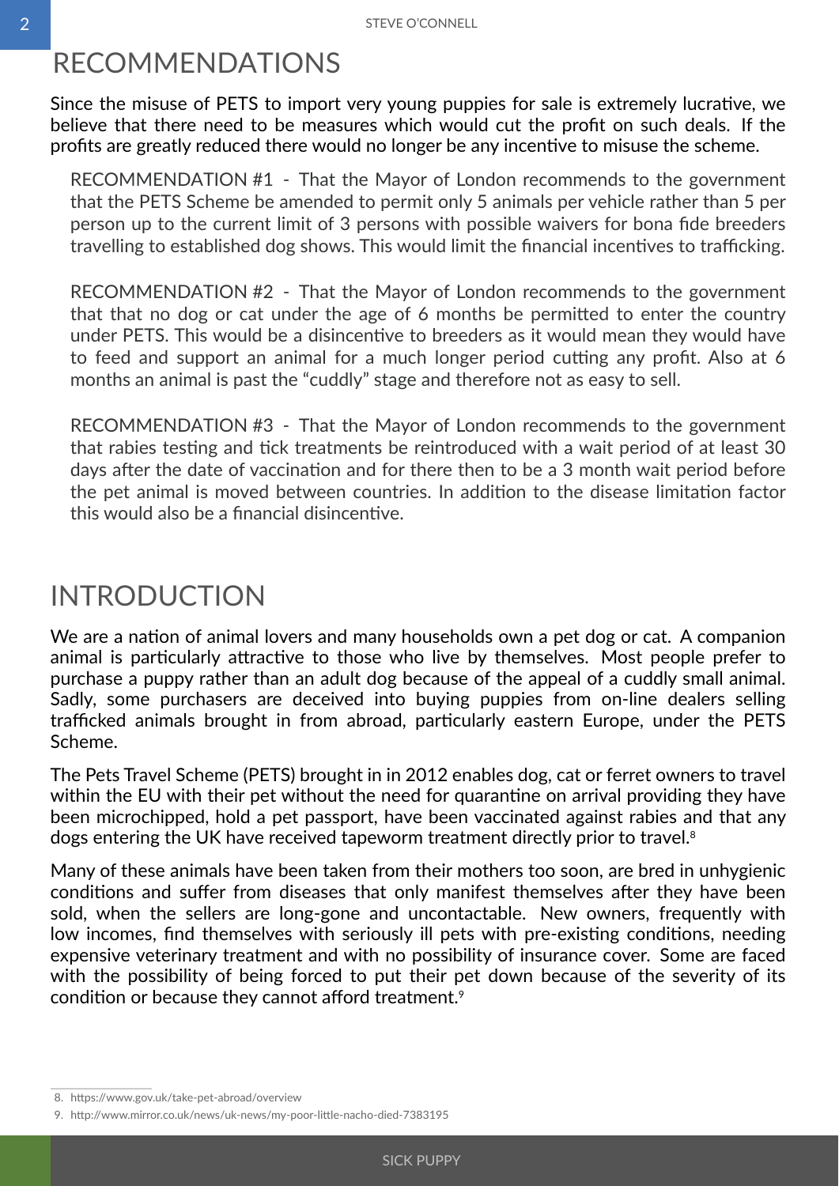# RECOMMENDATIONS

Since the misuse of PETS to import very young puppies for sale is extremely lucrative, we believe that there need to be measures which would cut the profit on such deals. If the profits are greatly reduced there would no longer be any incentive to misuse the scheme.

RECOMMENDATION #1 - That the Mayor of London recommends to the government that the PETS Scheme be amended to permit only 5 animals per vehicle rather than 5 per person up to the current limit of 3 persons with possible waivers for bona fide breeders travelling to established dog shows. This would limit the financial incentives to trafficking.

RECOMMENDATION #2 - That the Mayor of London recommends to the government that that no dog or cat under the age of 6 months be permitted to enter the country under PETS. This would be a disincentive to breeders as it would mean they would have to feed and support an animal for a much longer period cutting any profit. Also at 6 months an animal is past the "cuddly" stage and therefore not as easy to sell.

RECOMMENDATION #3 - That the Mayor of London recommends to the government that rabies testing and tick treatments be reintroduced with a wait period of at least 30 days after the date of vaccination and for there then to be a 3 month wait period before the pet animal is moved between countries. In addition to the disease limitation factor this would also be a financial disincentive.

# INTRODUCTION

We are a nation of animal lovers and many households own a pet dog or cat. A companion animal is particularly attractive to those who live by themselves. Most people prefer to purchase a puppy rather than an adult dog because of the appeal of a cuddly small animal. Sadly, some purchasers are deceived into buying puppies from on-line dealers selling trafficked animals brought in from abroad, particularly eastern Europe, under the PETS Scheme.

The Pets Travel Scheme (PETS) brought in in 2012 enables dog, cat or ferret owners to travel within the EU with their pet without the need for quarantine on arrival providing they have been microchipped, hold a pet passport, have been vaccinated against rabies and that any dogs entering the UK have received tapeworm treatment directly prior to travel.[8]

Many of these animals have been taken from their mothers too soon, are bred in unhygienic conditions and suffer from diseases that only manifest themselves after they have been sold, when the sellers are long-gone and uncontactable. New owners, frequently with low incomes, find themselves with seriously ill pets with pre-existing conditions, needing expensive veterinary treatment and with no possibility of insurance cover. Some are faced with the possibility of being forced to put their pet down because of the severity of its condition or because they cannot afford treatment.[9]

8. https://www.gov.uk/take-pet-abroad/overview

9. http://www.mirror.co.uk/news/uk-news/my-poor-little-nacho-died-7383195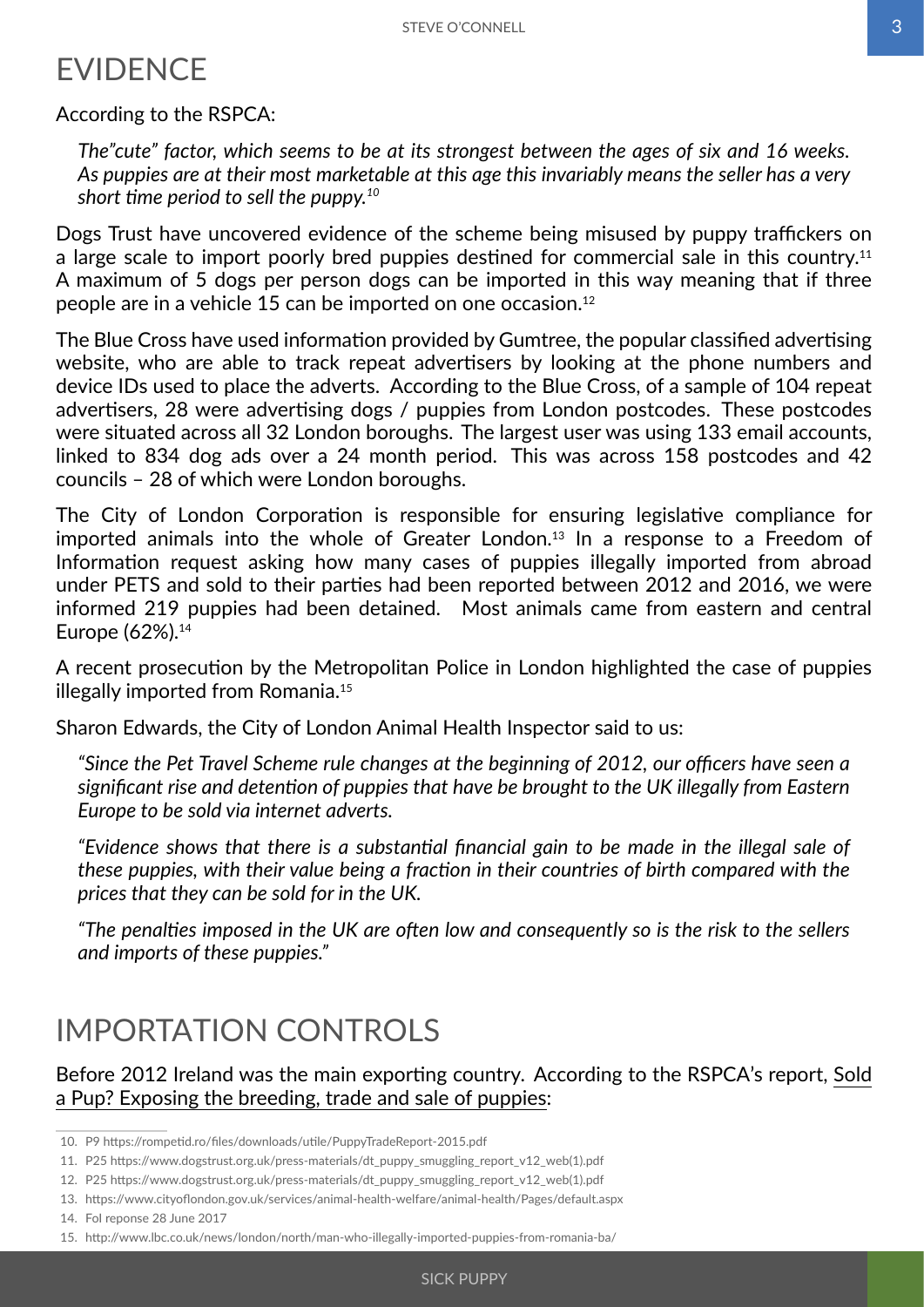# EVIDENCE

According to the RSPCA:

> *The"cute" factor, which seems to be at its strongest between the ages of six and 16 weeks. As puppies are at their most marketable at this age this invariably means the seller has a very short time period to sell the puppy.*[10]

Dogs Trust have uncovered evidence of the scheme being misused by puppy traffickers on a large scale to import poorly bred puppies destined for commercial sale in this country.[11] A maximum of 5 dogs per person dogs can be imported in this way meaning that if three people are in a vehicle 15 can be imported on one occasion.[12]

The Blue Cross have used information provided by Gumtree, the popular classified advertising website, who are able to track repeat advertisers by looking at the phone numbers and device IDs used to place the adverts. According to the Blue Cross, of a sample of 104 repeat advertisers, 28 were advertising dogs / puppies from London postcodes. These postcodes were situated across all 32 London boroughs. The largest user was using 133 email accounts, linked to 834 dog ads over a 24 month period. This was across 158 postcodes and 42 councils – 28 of which were London boroughs.

The City of London Corporation is responsible for ensuring legislative compliance for imported animals into the whole of Greater London.[13] In a response to a Freedom of Information request asking how many cases of puppies illegally imported from abroad under PETS and sold to their parties had been reported between 2012 and 2016, we were informed 219 puppies had been detained. Most animals came from eastern and central Europe (62%).[14]

A recent prosecution by the Metropolitan Police in London highlighted the case of puppies illegally imported from Romania.[15]

Sharon Edwards, the City of London Animal Health Inspector said to us:

> *"Since the Pet Travel Scheme rule changes at the beginning of 2012, our officers have seen a significant rise and detention of puppies that have be brought to the UK illegally from Eastern Europe to be sold via internet adverts.*
>
> *"Evidence shows that there is a substantial financial gain to be made in the illegal sale of these puppies, with their value being a fraction in their countries of birth compared with the prices that they can be sold for in the UK.*
>
> *"The penalties imposed in the UK are often low and consequently so is the risk to the sellers and imports of these puppies."*

# IMPORTATION CONTROLS

Before 2012 Ireland was the main exporting country. According to the RSPCA's report, Sold a Pup? Exposing the breeding, trade and sale of puppies:

---

10. P9 https://rompetid.ro/files/downloads/utile/PuppyTradeReport-2015.pdf
11. P25 https://www.dogstrust.org.uk/press-materials/dt_puppy_smuggling_report_v12_web(1).pdf
12. P25 https://www.dogstrust.org.uk/press-materials/dt_puppy_smuggling_report_v12_web(1).pdf
13. https://www.cityoflondon.gov.uk/services/animal-health-welfare/animal-health/Pages/default.aspx
14. FoI reponse 28 June 2017
15. http://www.lbc.co.uk/news/london/north/man-who-illegally-imported-puppies-from-romania-ba/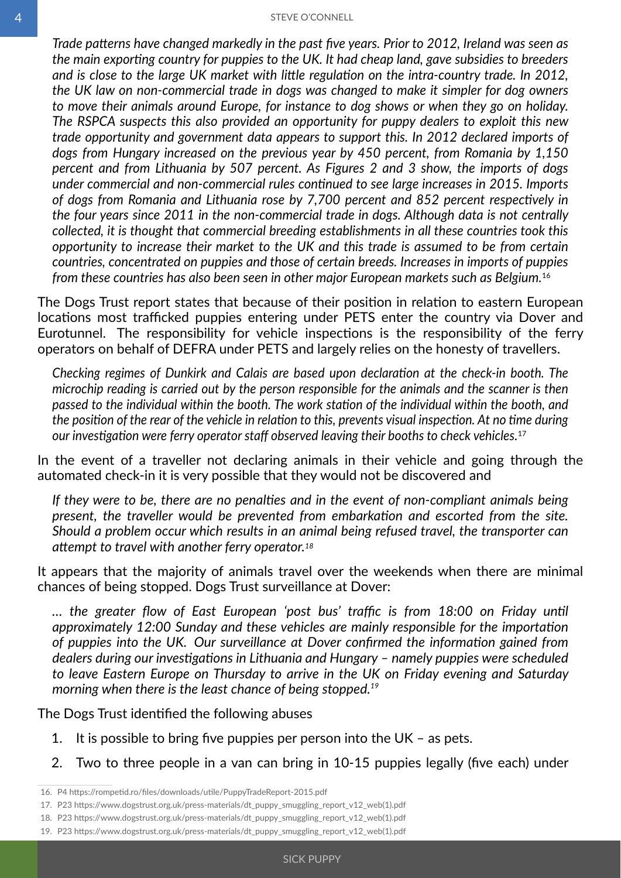*Trade patterns have changed markedly in the past five years. Prior to 2012, Ireland was seen as the main exporting country for puppies to the UK. It had cheap land, gave subsidies to breeders and is close to the large UK market with little regulation on the intra-country trade. In 2012, the UK law on non-commercial trade in dogs was changed to make it simpler for dog owners to move their animals around Europe, for instance to dog shows or when they go on holiday. The RSPCA suspects this also provided an opportunity for puppy dealers to exploit this new trade opportunity and government data appears to support this. In 2012 declared imports of dogs from Hungary increased on the previous year by 450 percent, from Romania by 1,150 percent and from Lithuania by 507 percent. As Figures 2 and 3 show, the imports of dogs under commercial and non-commercial rules continued to see large increases in 2015. Imports of dogs from Romania and Lithuania rose by 7,700 percent and 852 percent respectively in the four years since 2011 in the non-commercial trade in dogs. Although data is not centrally collected, it is thought that commercial breeding establishments in all these countries took this opportunity to increase their market to the UK and this trade is assumed to be from certain countries, concentrated on puppies and those of certain breeds. Increases in imports of puppies from these countries has also been seen in other major European markets such as Belgium.*[16]

The Dogs Trust report states that because of their position in relation to eastern European locations most trafficked puppies entering under PETS enter the country via Dover and Eurotunnel. The responsibility for vehicle inspections is the responsibility of the ferry operators on behalf of DEFRA under PETS and largely relies on the honesty of travellers.

*Checking regimes of Dunkirk and Calais are based upon declaration at the check-in booth. The microchip reading is carried out by the person responsible for the animals and the scanner is then passed to the individual within the booth. The work station of the individual within the booth, and the position of the rear of the vehicle in relation to this, prevents visual inspection. At no time during our investigation were ferry operator staff observed leaving their booths to check vehicles.*[17]

In the event of a traveller not declaring animals in their vehicle and going through the automated check-in it is very possible that they would not be discovered and

*If they were to be, there are no penalties and in the event of non-compliant animals being present, the traveller would be prevented from embarkation and escorted from the site. Should a problem occur which results in an animal being refused travel, the transporter can attempt to travel with another ferry operator.*[18]

It appears that the majority of animals travel over the weekends when there are minimal chances of being stopped. Dogs Trust surveillance at Dover:

*… the greater flow of East European 'post bus' traffic is from 18:00 on Friday until approximately 12:00 Sunday and these vehicles are mainly responsible for the importation of puppies into the UK. Our surveillance at Dover confirmed the information gained from dealers during our investigations in Lithuania and Hungary – namely puppies were scheduled to leave Eastern Europe on Thursday to arrive in the UK on Friday evening and Saturday morning when there is the least chance of being stopped.*[19]

The Dogs Trust identified the following abuses

1. It is possible to bring five puppies per person into the UK – as pets.
2. Two to three people in a van can bring in 10-15 puppies legally (five each) under

---

16. P4 https://rompetid.ro/files/downloads/utile/PuppyTradeReport-2015.pdf
17. P23 https://www.dogstrust.org.uk/press-materials/dt_puppy_smuggling_report_v12_web(1).pdf
18. P23 https://www.dogstrust.org.uk/press-materials/dt_puppy_smuggling_report_v12_web(1).pdf
19. P23 https://www.dogstrust.org.uk/press-materials/dt_puppy_smuggling_report_v12_web(1).pdf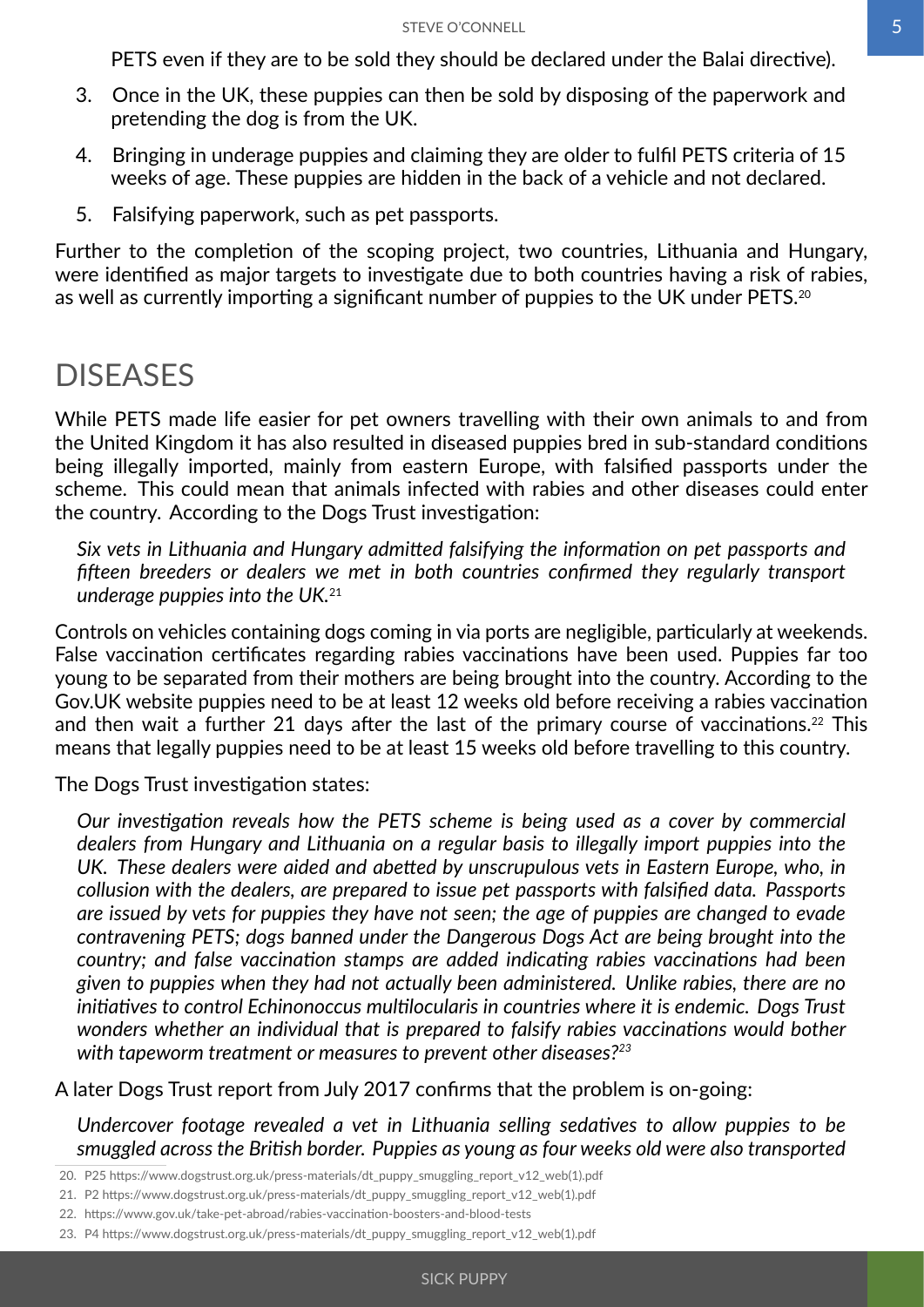PETS even if they are to be sold they should be declared under the Balai directive).

3. Once in the UK, these puppies can then be sold by disposing of the paperwork and pretending the dog is from the UK.
4. Bringing in underage puppies and claiming they are older to fulfil PETS criteria of 15 weeks of age. These puppies are hidden in the back of a vehicle and not declared.
5. Falsifying paperwork, such as pet passports.

Further to the completion of the scoping project, two countries, Lithuania and Hungary, were identified as major targets to investigate due to both countries having a risk of rabies, as well as currently importing a significant number of puppies to the UK under PETS.[20]

## DISEASES

While PETS made life easier for pet owners travelling with their own animals to and from the United Kingdom it has also resulted in diseased puppies bred in sub-standard conditions being illegally imported, mainly from eastern Europe, with falsified passports under the scheme. This could mean that animals infected with rabies and other diseases could enter the country. According to the Dogs Trust investigation:

> *Six vets in Lithuania and Hungary admitted falsifying the information on pet passports and fifteen breeders or dealers we met in both countries confirmed they regularly transport underage puppies into the UK.*[21]

Controls on vehicles containing dogs coming in via ports are negligible, particularly at weekends. False vaccination certificates regarding rabies vaccinations have been used. Puppies far too young to be separated from their mothers are being brought into the country. According to the Gov.UK website puppies need to be at least 12 weeks old before receiving a rabies vaccination and then wait a further 21 days after the last of the primary course of vaccinations.[22] This means that legally puppies need to be at least 15 weeks old before travelling to this country.

The Dogs Trust investigation states:

> *Our investigation reveals how the PETS scheme is being used as a cover by commercial dealers from Hungary and Lithuania on a regular basis to illegally import puppies into the UK. These dealers were aided and abetted by unscrupulous vets in Eastern Europe, who, in collusion with the dealers, are prepared to issue pet passports with falsified data. Passports are issued by vets for puppies they have not seen; the age of puppies are changed to evade contravening PETS; dogs banned under the Dangerous Dogs Act are being brought into the country; and false vaccination stamps are added indicating rabies vaccinations had been given to puppies when they had not actually been administered. Unlike rabies, there are no initiatives to control Echinonoccus multilocularis in countries where it is endemic. Dogs Trust wonders whether an individual that is prepared to falsify rabies vaccinations would bother with tapeworm treatment or measures to prevent other diseases?*[23]

A later Dogs Trust report from July 2017 confirms that the problem is on-going:

> *Undercover footage revealed a vet in Lithuania selling sedatives to allow puppies to be smuggled across the British border. Puppies as young as four weeks old were also transported*

20. P25 https://www.dogstrust.org.uk/press-materials/dt_puppy_smuggling_report_v12_web(1).pdf
21. P2 https://www.dogstrust.org.uk/press-materials/dt_puppy_smuggling_report_v12_web(1).pdf
22. https://www.gov.uk/take-pet-abroad/rabies-vaccination-boosters-and-blood-tests
23. P4 https://www.dogstrust.org.uk/press-materials/dt_puppy_smuggling_report_v12_web(1).pdf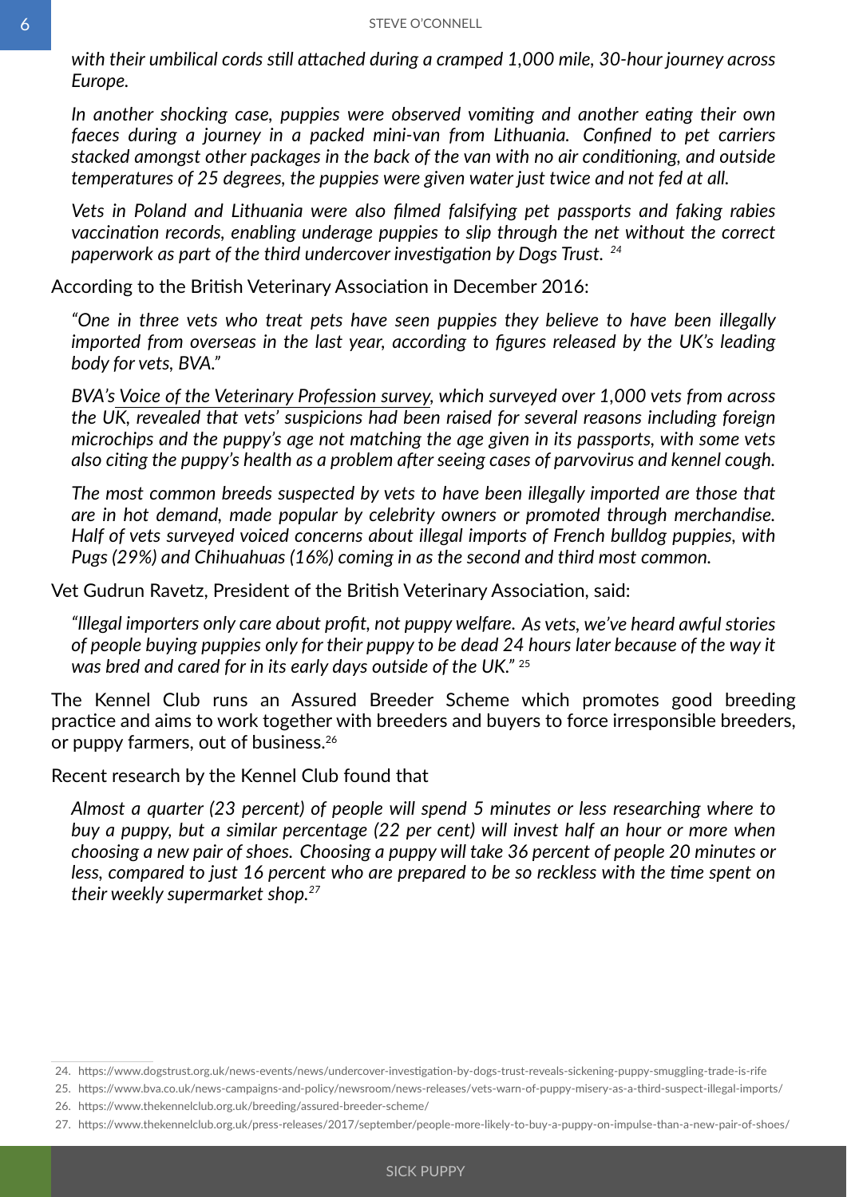*with their umbilical cords still attached during a cramped 1,000 mile, 30-hour journey across Europe.*

*In another shocking case, puppies were observed vomiting and another eating their own faeces during a journey in a packed mini-van from Lithuania. Confined to pet carriers stacked amongst other packages in the back of the van with no air conditioning, and outside temperatures of 25 degrees, the puppies were given water just twice and not fed at all.*

*Vets in Poland and Lithuania were also filmed falsifying pet passports and faking rabies vaccination records, enabling underage puppies to slip through the net without the correct paperwork as part of the third undercover investigation by Dogs Trust.* [24]

According to the British Veterinary Association in December 2016:

*"One in three vets who treat pets have seen puppies they believe to have been illegally imported from overseas in the last year, according to figures released by the UK's leading body for vets, BVA."*

*BVA's Voice of the Veterinary Profession survey, which surveyed over 1,000 vets from across the UK, revealed that vets' suspicions had been raised for several reasons including foreign microchips and the puppy's age not matching the age given in its passports, with some vets also citing the puppy's health as a problem after seeing cases of parvovirus and kennel cough.*

*The most common breeds suspected by vets to have been illegally imported are those that are in hot demand, made popular by celebrity owners or promoted through merchandise. Half of vets surveyed voiced concerns about illegal imports of French bulldog puppies, with Pugs (29%) and Chihuahuas (16%) coming in as the second and third most common.*

Vet Gudrun Ravetz, President of the British Veterinary Association, said:

*"Illegal importers only care about profit, not puppy welfare. As vets, we've heard awful stories of people buying puppies only for their puppy to be dead 24 hours later because of the way it was bred and cared for in its early days outside of the UK."* [25]

The Kennel Club runs an Assured Breeder Scheme which promotes good breeding practice and aims to work together with breeders and buyers to force irresponsible breeders, or puppy farmers, out of business.[26]

Recent research by the Kennel Club found that

*Almost a quarter (23 percent) of people will spend 5 minutes or less researching where to buy a puppy, but a similar percentage (22 per cent) will invest half an hour or more when choosing a new pair of shoes. Choosing a puppy will take 36 percent of people 20 minutes or less, compared to just 16 percent who are prepared to be so reckless with the time spent on their weekly supermarket shop.*[27]

---

24. https://www.dogstrust.org.uk/news-events/news/undercover-investigation-by-dogs-trust-reveals-sickening-puppy-smuggling-trade-is-rife
25. https://www.bva.co.uk/news-campaigns-and-policy/newsroom/news-releases/vets-warn-of-puppy-misery-as-a-third-suspect-illegal-imports/
26. https://www.thekennelclub.org.uk/breeding/assured-breeder-scheme/
27. https://www.thekennelclub.org.uk/press-releases/2017/september/people-more-likely-to-buy-a-puppy-on-impulse-than-a-new-pair-of-shoes/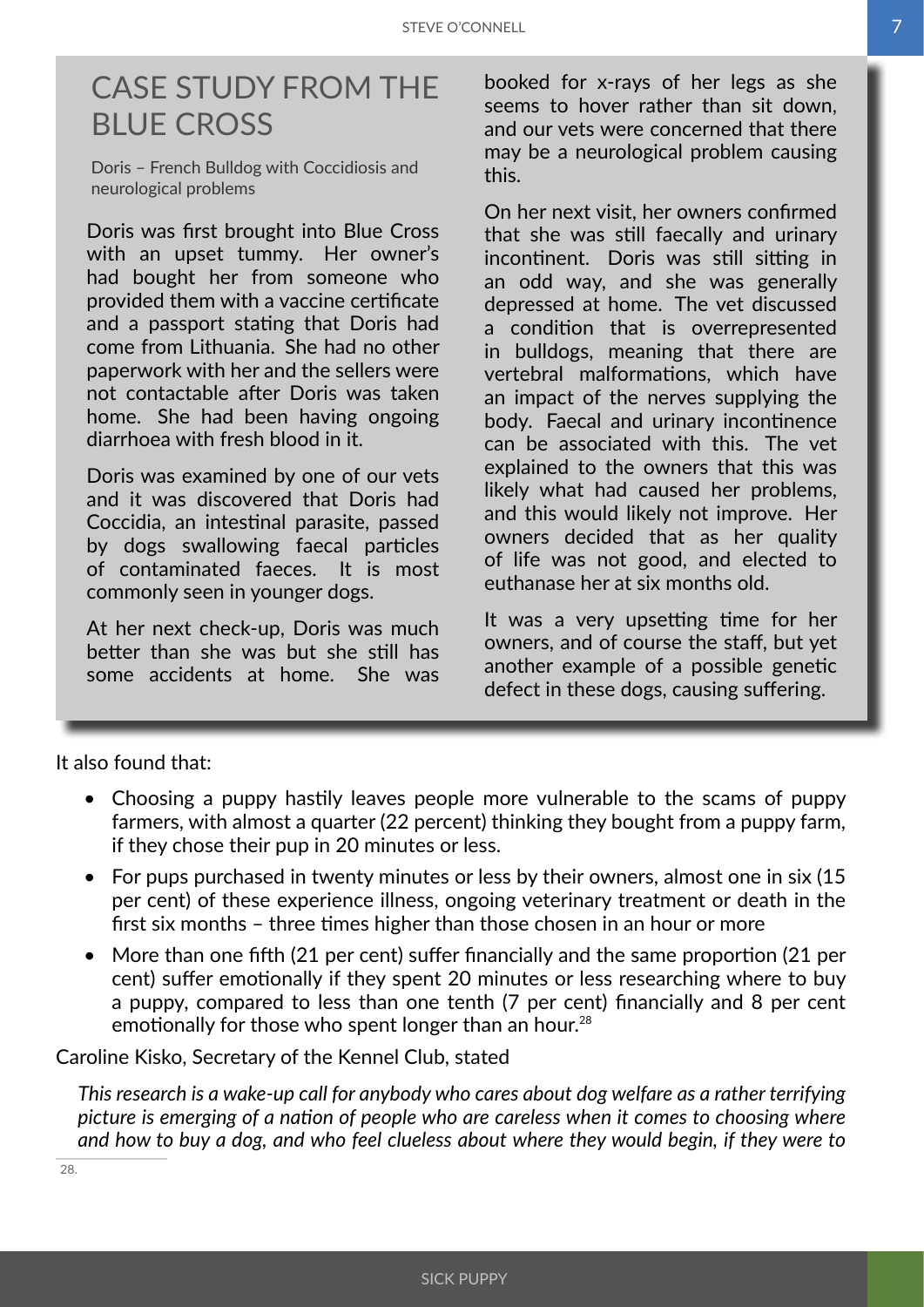## CASE STUDY FROM THE BLUE CROSS

Doris – French Bulldog with Coccidiosis and neurological problems

Doris was first brought into Blue Cross with an upset tummy. Her owner's had bought her from someone who provided them with a vaccine certificate and a passport stating that Doris had come from Lithuania. She had no other paperwork with her and the sellers were not contactable after Doris was taken home. She had been having ongoing diarrhoea with fresh blood in it.

Doris was examined by one of our vets and it was discovered that Doris had Coccidia, an intestinal parasite, passed by dogs swallowing faecal particles of contaminated faeces. It is most commonly seen in younger dogs.

At her next check-up, Doris was much better than she was but she still has some accidents at home. She was booked for x-rays of her legs as she seems to hover rather than sit down, and our vets were concerned that there may be a neurological problem causing this.

On her next visit, her owners confirmed that she was still faecally and urinary incontinent. Doris was still sitting in an odd way, and she was generally depressed at home. The vet discussed a condition that is overrepresented in bulldogs, meaning that there are vertebral malformations, which have an impact of the nerves supplying the body. Faecal and urinary incontinence can be associated with this. The vet explained to the owners that this was likely what had caused her problems, and this would likely not improve. Her owners decided that as her quality of life was not good, and elected to euthanase her at six months old.

It was a very upsetting time for her owners, and of course the staff, but yet another example of a possible genetic defect in these dogs, causing suffering.

It also found that:

- Choosing a puppy hastily leaves people more vulnerable to the scams of puppy farmers, with almost a quarter (22 percent) thinking they bought from a puppy farm, if they chose their pup in 20 minutes or less.
- For pups purchased in twenty minutes or less by their owners, almost one in six (15 per cent) of these experience illness, ongoing veterinary treatment or death in the first six months – three times higher than those chosen in an hour or more
- More than one fifth (21 per cent) suffer financially and the same proportion (21 per cent) suffer emotionally if they spent 20 minutes or less researching where to buy a puppy, compared to less than one tenth (7 per cent) financially and 8 per cent emotionally for those who spent longer than an hour.[28]

Caroline Kisko, Secretary of the Kennel Club, stated

*This research is a wake-up call for anybody who cares about dog welfare as a rather terrifying picture is emerging of a nation of people who are careless when it comes to choosing where and how to buy a dog, and who feel clueless about where they would begin, if they were to*

28.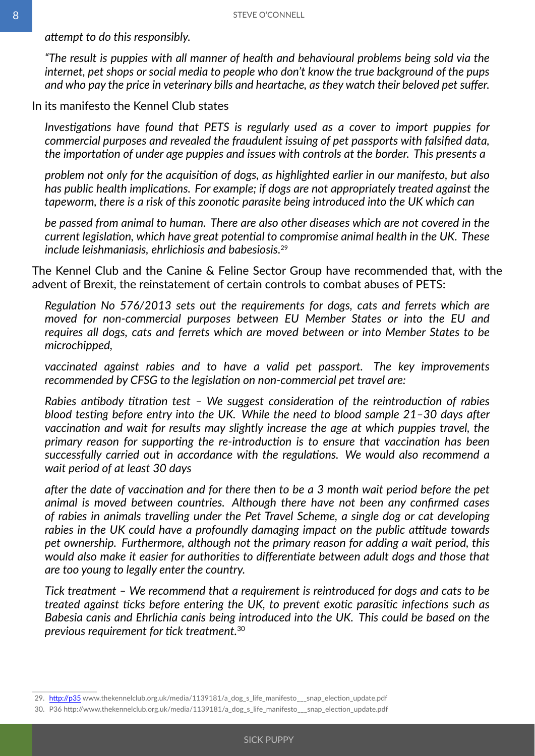*attempt to do this responsibly.*

*"The result is puppies with all manner of health and behavioural problems being sold via the internet, pet shops or social media to people who don't know the true background of the pups and who pay the price in veterinary bills and heartache, as they watch their beloved pet suffer.*

In its manifesto the Kennel Club states

*Investigations have found that PETS is regularly used as a cover to import puppies for commercial purposes and revealed the fraudulent issuing of pet passports with falsified data, the importation of under age puppies and issues with controls at the border. This presents a problem not only for the acquisition of dogs, as highlighted earlier in our manifesto, but also has public health implications. For example; if dogs are not appropriately treated against the tapeworm, there is a risk of this zoonotic parasite being introduced into the UK which can be passed from animal to human. There are also other diseases which are not covered in the current legislation, which have great potential to compromise animal health in the UK. These include leishmaniasis, ehrlichiosis and babesiosis.*[29]

The Kennel Club and the Canine & Feline Sector Group have recommended that, with the advent of Brexit, the reinstatement of certain controls to combat abuses of PETS:

*Regulation No 576/2013 sets out the requirements for dogs, cats and ferrets which are moved for non-commercial purposes between EU Member States or into the EU and requires all dogs, cats and ferrets which are moved between or into Member States to be microchipped, vaccinated against rabies and to have a valid pet passport. The key improvements recommended by CFSG to the legislation on non-commercial pet travel are:*

*Rabies antibody titration test – We suggest consideration of the reintroduction of rabies blood testing before entry into the UK. While the need to blood sample 21–30 days after vaccination and wait for results may slightly increase the age at which puppies travel, the primary reason for supporting the re-introduction is to ensure that vaccination has been successfully carried out in accordance with the regulations. We would also recommend a wait period of at least 30 days after the date of vaccination and for there then to be a 3 month wait period before the pet animal is moved between countries. Although there have not been any confirmed cases of rabies in animals travelling under the Pet Travel Scheme, a single dog or cat developing rabies in the UK could have a profoundly damaging impact on the public attitude towards pet ownership. Furthermore, although not the primary reason for adding a wait period, this would also make it easier for authorities to differentiate between adult dogs and those that are too young to legally enter the country.*

*Tick treatment – We recommend that a requirement is reintroduced for dogs and cats to be treated against ticks before entering the UK, to prevent exotic parasitic infections such as Babesia canis and Ehrlichia canis being introduced into the UK. This could be based on the previous requirement for tick treatment.*[30]

---

29. http://p35 www.thekennelclub.org.uk/media/1139181/a_dog_s_life_manifesto___snap_election_update.pdf
30. P36 http://www.thekennelclub.org.uk/media/1139181/a_dog_s_life_manifesto___snap_election_update.pdf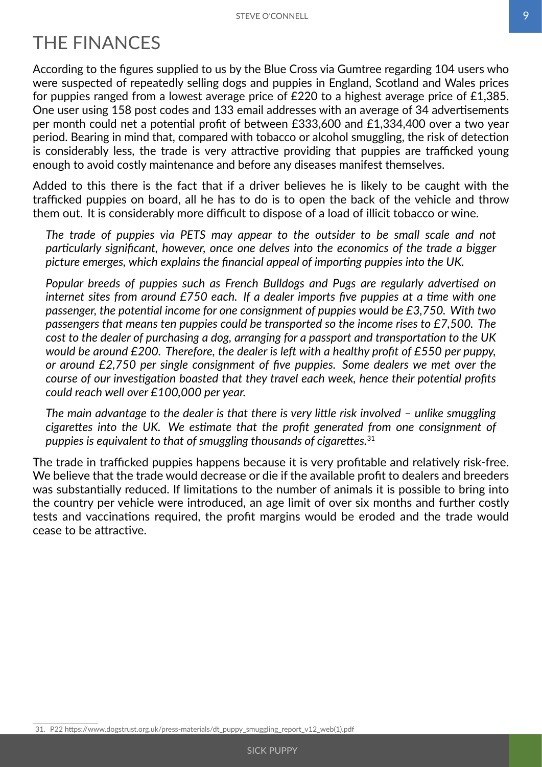# THE FINANCES

According to the figures supplied to us by the Blue Cross via Gumtree regarding 104 users who were suspected of repeatedly selling dogs and puppies in England, Scotland and Wales prices for puppies ranged from a lowest average price of £220 to a highest average price of £1,385. One user using 158 post codes and 133 email addresses with an average of 34 advertisements per month could net a potential profit of between £333,600 and £1,334,400 over a two year period. Bearing in mind that, compared with tobacco or alcohol smuggling, the risk of detection is considerably less, the trade is very attractive providing that puppies are trafficked young enough to avoid costly maintenance and before any diseases manifest themselves.

Added to this there is the fact that if a driver believes he is likely to be caught with the trafficked puppies on board, all he has to do is to open the back of the vehicle and throw them out. It is considerably more difficult to dispose of a load of illicit tobacco or wine.

> *The trade of puppies via PETS may appear to the outsider to be small scale and not particularly significant, however, once one delves into the economics of the trade a bigger picture emerges, which explains the financial appeal of importing puppies into the UK.*
>
> *Popular breeds of puppies such as French Bulldogs and Pugs are regularly advertised on internet sites from around £750 each. If a dealer imports five puppies at a time with one passenger, the potential income for one consignment of puppies would be £3,750. With two passengers that means ten puppies could be transported so the income rises to £7,500. The cost to the dealer of purchasing a dog, arranging for a passport and transportation to the UK would be around £200. Therefore, the dealer is left with a healthy profit of £550 per puppy, or around £2,750 per single consignment of five puppies. Some dealers we met over the course of our investigation boasted that they travel each week, hence their potential profits could reach well over £100,000 per year.*
>
> *The main advantage to the dealer is that there is very little risk involved – unlike smuggling cigarettes into the UK. We estimate that the profit generated from one consignment of puppies is equivalent to that of smuggling thousands of cigarettes.*[31]

The trade in trafficked puppies happens because it is very profitable and relatively risk-free. We believe that the trade would decrease or die if the available profit to dealers and breeders was substantially reduced. If limitations to the number of animals it is possible to bring into the country per vehicle were introduced, an age limit of over six months and further costly tests and vaccinations required, the profit margins would be eroded and the trade would cease to be attractive.

---

31. P22 https://www.dogstrust.org.uk/press-materials/dt_puppy_smuggling_report_v12_web(1).pdf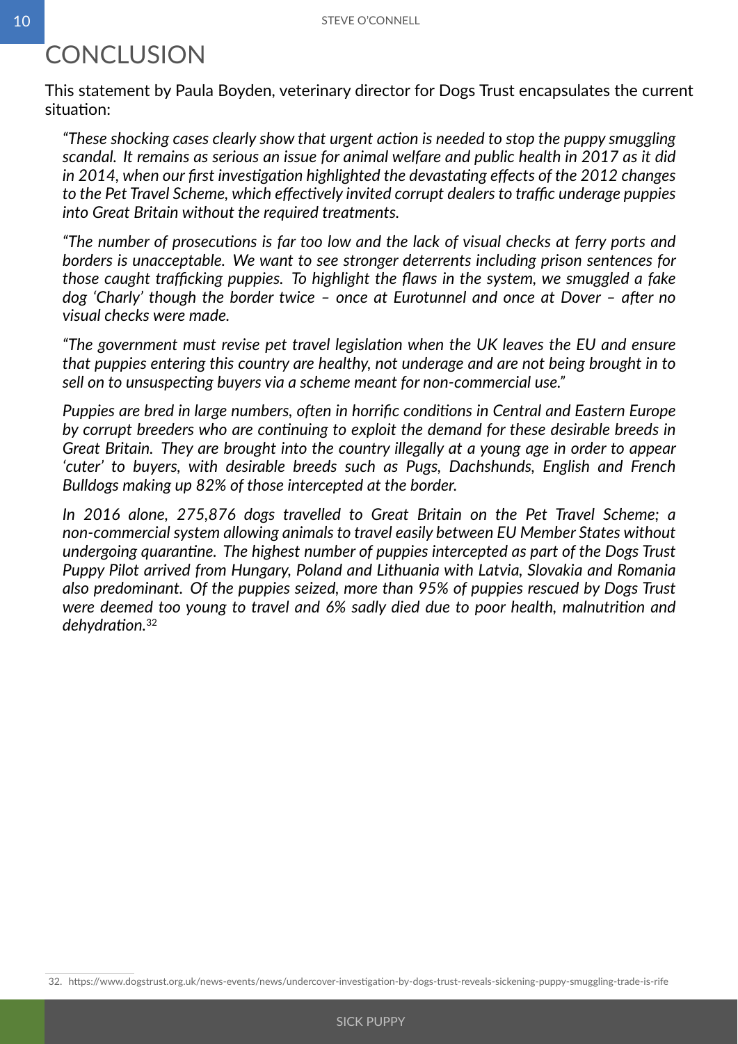# CONCLUSION

This statement by Paula Boyden, veterinary director for Dogs Trust encapsulates the current situation:

> *"These shocking cases clearly show that urgent action is needed to stop the puppy smuggling scandal. It remains as serious an issue for animal welfare and public health in 2017 as it did in 2014, when our first investigation highlighted the devastating effects of the 2012 changes to the Pet Travel Scheme, which effectively invited corrupt dealers to traffic underage puppies into Great Britain without the required treatments.*
>
> *"The number of prosecutions is far too low and the lack of visual checks at ferry ports and borders is unacceptable. We want to see stronger deterrents including prison sentences for those caught trafficking puppies. To highlight the flaws in the system, we smuggled a fake dog 'Charly' though the border twice – once at Eurotunnel and once at Dover – after no visual checks were made.*
>
> *"The government must revise pet travel legislation when the UK leaves the EU and ensure that puppies entering this country are healthy, not underage and are not being brought in to sell on to unsuspecting buyers via a scheme meant for non-commercial use."*
>
> *Puppies are bred in large numbers, often in horrific conditions in Central and Eastern Europe by corrupt breeders who are continuing to exploit the demand for these desirable breeds in Great Britain. They are brought into the country illegally at a young age in order to appear 'cuter' to buyers, with desirable breeds such as Pugs, Dachshunds, English and French Bulldogs making up 82% of those intercepted at the border.*
>
> *In 2016 alone, 275,876 dogs travelled to Great Britain on the Pet Travel Scheme; a non-commercial system allowing animals to travel easily between EU Member States without undergoing quarantine. The highest number of puppies intercepted as part of the Dogs Trust Puppy Pilot arrived from Hungary, Poland and Lithuania with Latvia, Slovakia and Romania also predominant. Of the puppies seized, more than 95% of puppies rescued by Dogs Trust were deemed too young to travel and 6% sadly died due to poor health, malnutrition and dehydration.*[32]

32. https://www.dogstrust.org.uk/news-events/news/undercover-investigation-by-dogs-trust-reveals-sickening-puppy-smuggling-trade-is-rife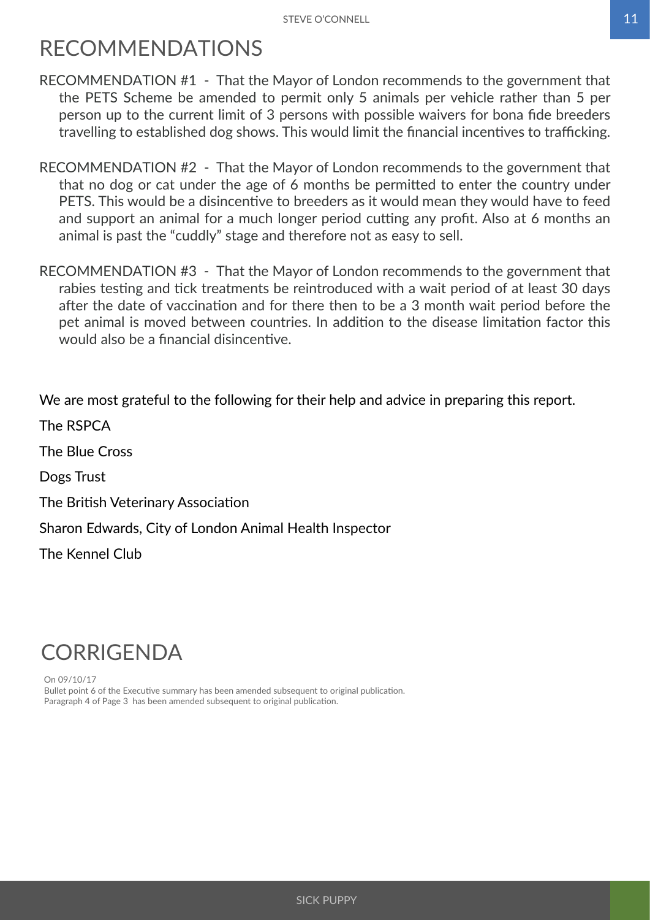# RECOMMENDATIONS

RECOMMENDATION #1 - That the Mayor of London recommends to the government that the PETS Scheme be amended to permit only 5 animals per vehicle rather than 5 per person up to the current limit of 3 persons with possible waivers for bona fide breeders travelling to established dog shows. This would limit the financial incentives to trafficking.

RECOMMENDATION #2 - That the Mayor of London recommends to the government that that no dog or cat under the age of 6 months be permitted to enter the country under PETS. This would be a disincentive to breeders as it would mean they would have to feed and support an animal for a much longer period cutting any profit. Also at 6 months an animal is past the "cuddly" stage and therefore not as easy to sell.

RECOMMENDATION #3 - That the Mayor of London recommends to the government that rabies testing and tick treatments be reintroduced with a wait period of at least 30 days after the date of vaccination and for there then to be a 3 month wait period before the pet animal is moved between countries. In addition to the disease limitation factor this would also be a financial disincentive.

We are most grateful to the following for their help and advice in preparing this report.

The RSPCA

The Blue Cross

Dogs Trust

The British Veterinary Association

Sharon Edwards, City of London Animal Health Inspector

The Kennel Club

# CORRIGENDA

On 09/10/17
Bullet point 6 of the Executive summary has been amended subsequent to original publication.
Paragraph 4 of Page 3 has been amended subsequent to original publication.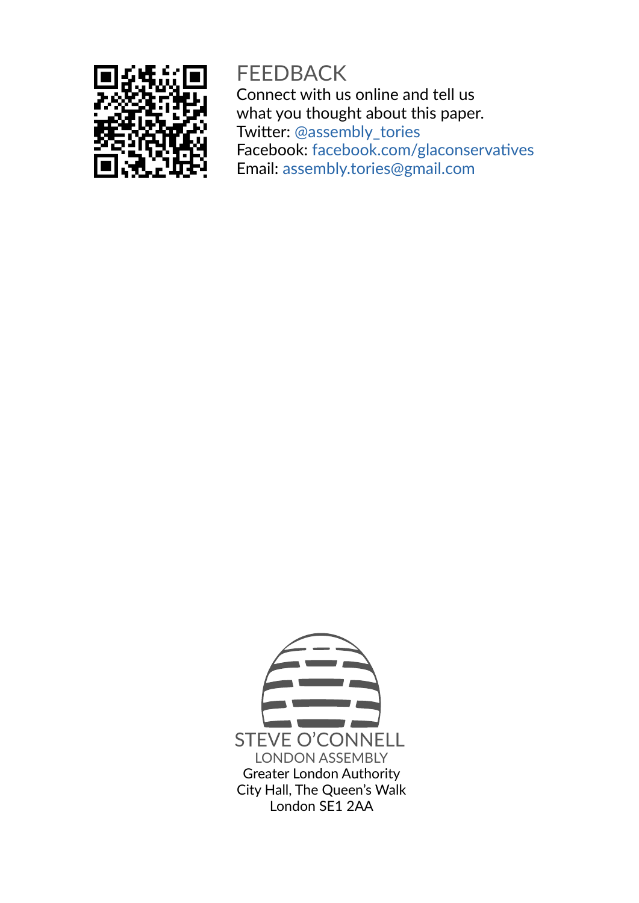## FEEDBACK

Connect with us online and tell us what you thought about this paper.

Twitter: @assembly_tories
Facebook: facebook.com/glaconservatives
Email: assembly.tories@gmail.com

STEVE O'CONNELL
LONDON ASSEMBLY
Greater London Authority
City Hall, The Queen's Walk
London SE1 2AA